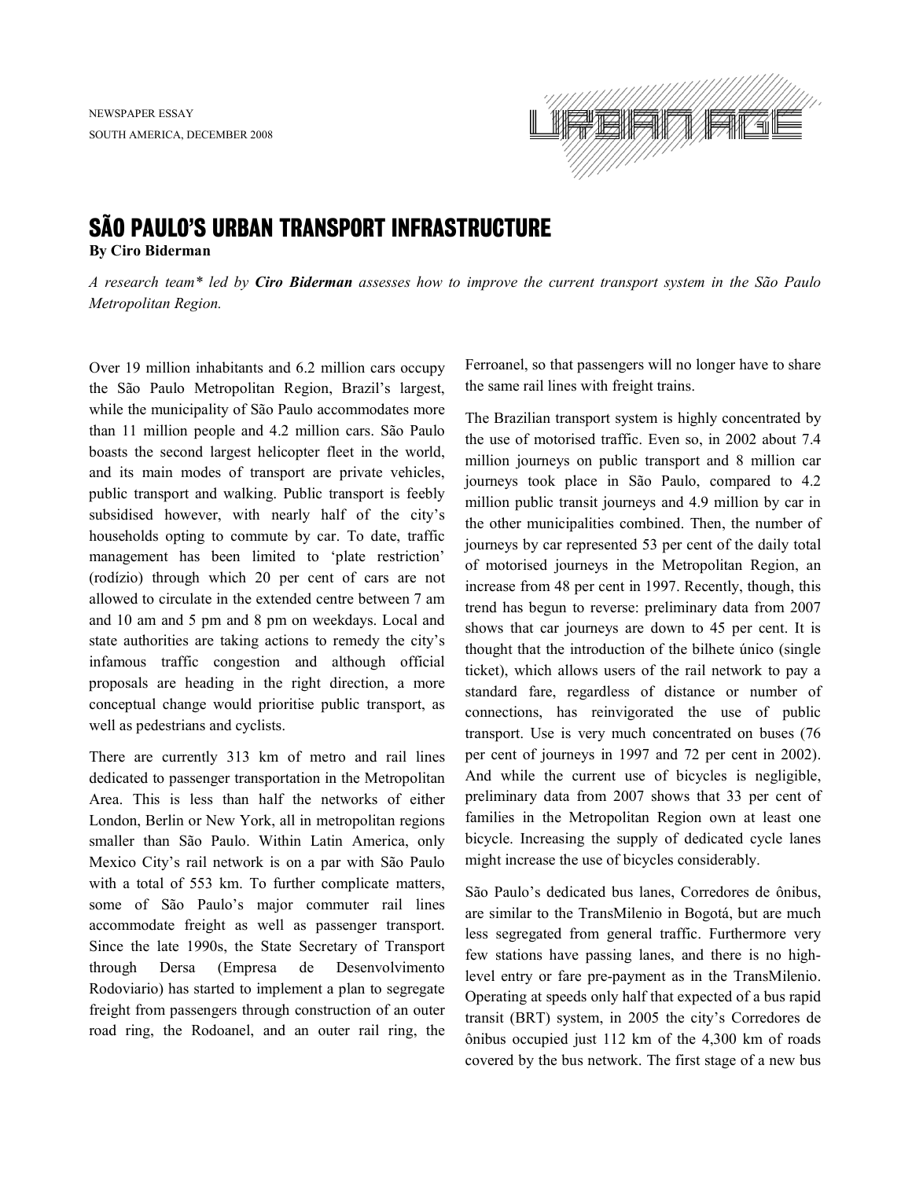NEWSPAPER ESSAY
SOUTH AMERICA, DECEMBER 2008

# SÃO PAULO'S URBAN TRANSPORT INFRASTRUCTURE

**By Ciro Biderman**

*A research team\* led by **Ciro Biderman** assesses how to improve the current transport system in the São Paulo Metropolitan Region.*

Over 19 million inhabitants and 6.2 million cars occupy the São Paulo Metropolitan Region, Brazil's largest, while the municipality of São Paulo accommodates more than 11 million people and 4.2 million cars. São Paulo boasts the second largest helicopter fleet in the world, and its main modes of transport are private vehicles, public transport and walking. Public transport is feebly subsidised however, with nearly half of the city's households opting to commute by car. To date, traffic management has been limited to 'plate restriction' (rodízio) through which 20 per cent of cars are not allowed to circulate in the extended centre between 7 am and 10 am and 5 pm and 8 pm on weekdays. Local and state authorities are taking actions to remedy the city's infamous traffic congestion and although official proposals are heading in the right direction, a more conceptual change would prioritise public transport, as well as pedestrians and cyclists.

There are currently 313 km of metro and rail lines dedicated to passenger transportation in the Metropolitan Area. This is less than half the networks of either London, Berlin or New York, all in metropolitan regions smaller than São Paulo. Within Latin America, only Mexico City's rail network is on a par with São Paulo with a total of 553 km. To further complicate matters, some of São Paulo's major commuter rail lines accommodate freight as well as passenger transport. Since the late 1990s, the State Secretary of Transport through Dersa (Empresa de Desenvolvimento Rodoviario) has started to implement a plan to segregate freight from passengers through construction of an outer road ring, the Rodoanel, and an outer rail ring, the Ferroanel, so that passengers will no longer have to share the same rail lines with freight trains.

The Brazilian transport system is highly concentrated by the use of motorised traffic. Even so, in 2002 about 7.4 million journeys on public transport and 8 million car journeys took place in São Paulo, compared to 4.2 million public transit journeys and 4.9 million by car in the other municipalities combined. Then, the number of journeys by car represented 53 per cent of the daily total of motorised journeys in the Metropolitan Region, an increase from 48 per cent in 1997. Recently, though, this trend has begun to reverse: preliminary data from 2007 shows that car journeys are down to 45 per cent. It is thought that the introduction of the bilhete único (single ticket), which allows users of the rail network to pay a standard fare, regardless of distance or number of connections, has reinvigorated the use of public transport. Use is very much concentrated on buses (76 per cent of journeys in 1997 and 72 per cent in 2002). And while the current use of bicycles is negligible, preliminary data from 2007 shows that 33 per cent of families in the Metropolitan Region own at least one bicycle. Increasing the supply of dedicated cycle lanes might increase the use of bicycles considerably.

São Paulo's dedicated bus lanes, Corredores de ônibus, are similar to the TransMilenio in Bogotá, but are much less segregated from general traffic. Furthermore very few stations have passing lanes, and there is no high-level entry or fare pre-payment as in the TransMilenio. Operating at speeds only half that expected of a bus rapid transit (BRT) system, in 2005 the city's Corredores de ônibus occupied just 112 km of the 4,300 km of roads covered by the bus network. The first stage of a new bus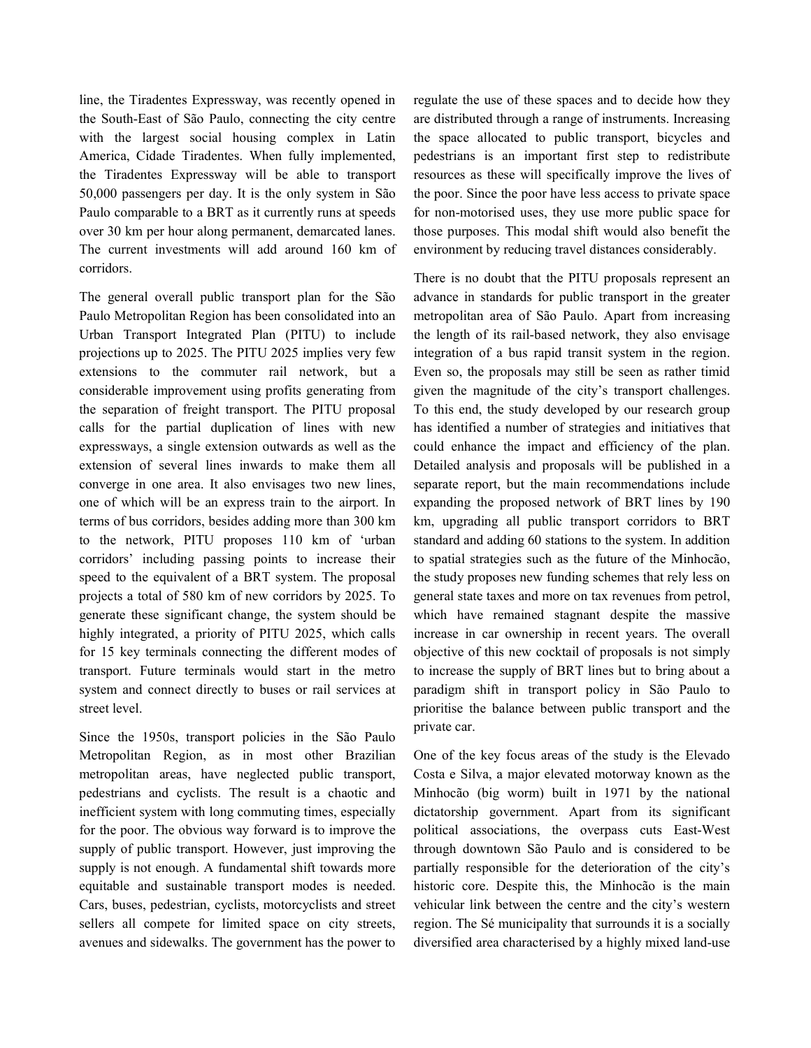line, the Tiradentes Expressway, was recently opened in the South-East of São Paulo, connecting the city centre with the largest social housing complex in Latin America, Cidade Tiradentes. When fully implemented, the Tiradentes Expressway will be able to transport 50,000 passengers per day. It is the only system in São Paulo comparable to a BRT as it currently runs at speeds over 30 km per hour along permanent, demarcated lanes. The current investments will add around 160 km of corridors.

The general overall public transport plan for the São Paulo Metropolitan Region has been consolidated into an Urban Transport Integrated Plan (PITU) to include projections up to 2025. The PITU 2025 implies very few extensions to the commuter rail network, but a considerable improvement using profits generating from the separation of freight transport. The PITU proposal calls for the partial duplication of lines with new expressways, a single extension outwards as well as the extension of several lines inwards to make them all converge in one area. It also envisages two new lines, one of which will be an express train to the airport. In terms of bus corridors, besides adding more than 300 km to the network, PITU proposes 110 km of 'urban corridors' including passing points to increase their speed to the equivalent of a BRT system. The proposal projects a total of 580 km of new corridors by 2025. To generate these significant change, the system should be highly integrated, a priority of PITU 2025, which calls for 15 key terminals connecting the different modes of transport. Future terminals would start in the metro system and connect directly to buses or rail services at street level.

Since the 1950s, transport policies in the São Paulo Metropolitan Region, as in most other Brazilian metropolitan areas, have neglected public transport, pedestrians and cyclists. The result is a chaotic and inefficient system with long commuting times, especially for the poor. The obvious way forward is to improve the supply of public transport. However, just improving the supply is not enough. A fundamental shift towards more equitable and sustainable transport modes is needed. Cars, buses, pedestrian, cyclists, motorcyclists and street sellers all compete for limited space on city streets, avenues and sidewalks. The government has the power to regulate the use of these spaces and to decide how they are distributed through a range of instruments. Increasing the space allocated to public transport, bicycles and pedestrians is an important first step to redistribute resources as these will specifically improve the lives of the poor. Since the poor have less access to private space for non-motorised uses, they use more public space for those purposes. This modal shift would also benefit the environment by reducing travel distances considerably.

There is no doubt that the PITU proposals represent an advance in standards for public transport in the greater metropolitan area of São Paulo. Apart from increasing the length of its rail-based network, they also envisage integration of a bus rapid transit system in the region. Even so, the proposals may still be seen as rather timid given the magnitude of the city's transport challenges. To this end, the study developed by our research group has identified a number of strategies and initiatives that could enhance the impact and efficiency of the plan. Detailed analysis and proposals will be published in a separate report, but the main recommendations include expanding the proposed network of BRT lines by 190 km, upgrading all public transport corridors to BRT standard and adding 60 stations to the system. In addition to spatial strategies such as the future of the Minhocão, the study proposes new funding schemes that rely less on general state taxes and more on tax revenues from petrol, which have remained stagnant despite the massive increase in car ownership in recent years. The overall objective of this new cocktail of proposals is not simply to increase the supply of BRT lines but to bring about a paradigm shift in transport policy in São Paulo to prioritise the balance between public transport and the private car.

One of the key focus areas of the study is the Elevado Costa e Silva, a major elevated motorway known as the Minhocão (big worm) built in 1971 by the national dictatorship government. Apart from its significant political associations, the overpass cuts East-West through downtown São Paulo and is considered to be partially responsible for the deterioration of the city's historic core. Despite this, the Minhocão is the main vehicular link between the centre and the city's western region. The Sé municipality that surrounds it is a socially diversified area characterised by a highly mixed land-use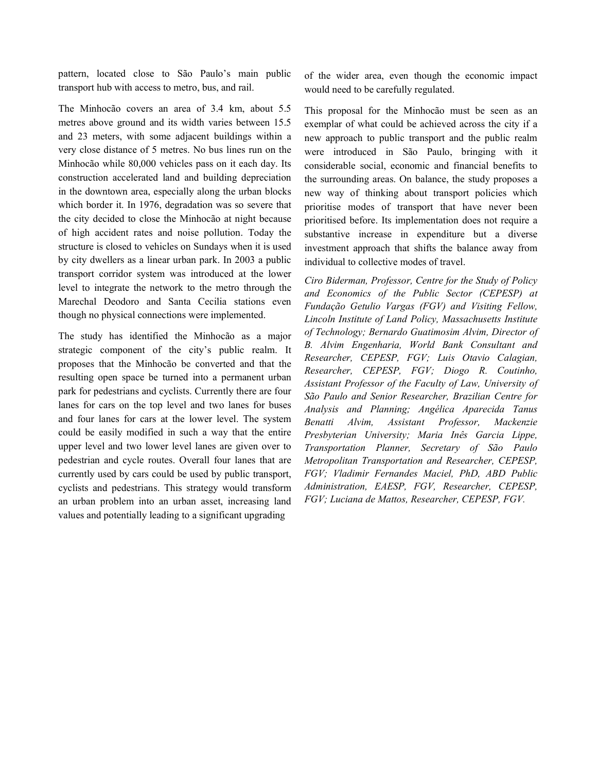pattern, located close to São Paulo's main public transport hub with access to metro, bus, and rail.

The Minhocão covers an area of 3.4 km, about 5.5 metres above ground and its width varies between 15.5 and 23 meters, with some adjacent buildings within a very close distance of 5 metres. No bus lines run on the Minhocão while 80,000 vehicles pass on it each day. Its construction accelerated land and building depreciation in the downtown area, especially along the urban blocks which border it. In 1976, degradation was so severe that the city decided to close the Minhocão at night because of high accident rates and noise pollution. Today the structure is closed to vehicles on Sundays when it is used by city dwellers as a linear urban park. In 2003 a public transport corridor system was introduced at the lower level to integrate the network to the metro through the Marechal Deodoro and Santa Cecilia stations even though no physical connections were implemented.

The study has identified the Minhocão as a major strategic component of the city's public realm. It proposes that the Minhocão be converted and that the resulting open space be turned into a permanent urban park for pedestrians and cyclists. Currently there are four lanes for cars on the top level and two lanes for buses and four lanes for cars at the lower level. The system could be easily modified in such a way that the entire upper level and two lower level lanes are given over to pedestrian and cycle routes. Overall four lanes that are currently used by cars could be used by public transport, cyclists and pedestrians. This strategy would transform an urban problem into an urban asset, increasing land values and potentially leading to a significant upgrading of the wider area, even though the economic impact would need to be carefully regulated.

This proposal for the Minhocão must be seen as an exemplar of what could be achieved across the city if a new approach to public transport and the public realm were introduced in São Paulo, bringing with it considerable social, economic and financial benefits to the surrounding areas. On balance, the study proposes a new way of thinking about transport policies which prioritise modes of transport that have never been prioritised before. Its implementation does not require a substantive increase in expenditure but a diverse investment approach that shifts the balance away from individual to collective modes of travel.

*Ciro Biderman, Professor, Centre for the Study of Policy and Economics of the Public Sector (CEPESP) at Fundação Getulio Vargas (FGV) and Visiting Fellow, Lincoln Institute of Land Policy, Massachusetts Institute of Technology; Bernardo Guatimosim Alvim, Director of B. Alvim Engenharia, World Bank Consultant and Researcher, CEPESP, FGV; Luis Otavio Calagian, Researcher, CEPESP, FGV; Diogo R. Coutinho, Assistant Professor of the Faculty of Law, University of São Paulo and Senior Researcher, Brazilian Centre for Analysis and Planning; Angélica Aparecida Tanus Benatti Alvim, Assistant Professor, Mackenzie Presbyterian University; Maria Inês Garcia Lippe, Transportation Planner, Secretary of São Paulo Metropolitan Transportation and Researcher, CEPESP, FGV; Vladimir Fernandes Maciel, PhD, ABD Public Administration, EAESP, FGV, Researcher, CEPESP, FGV; Luciana de Mattos, Researcher, CEPESP, FGV.*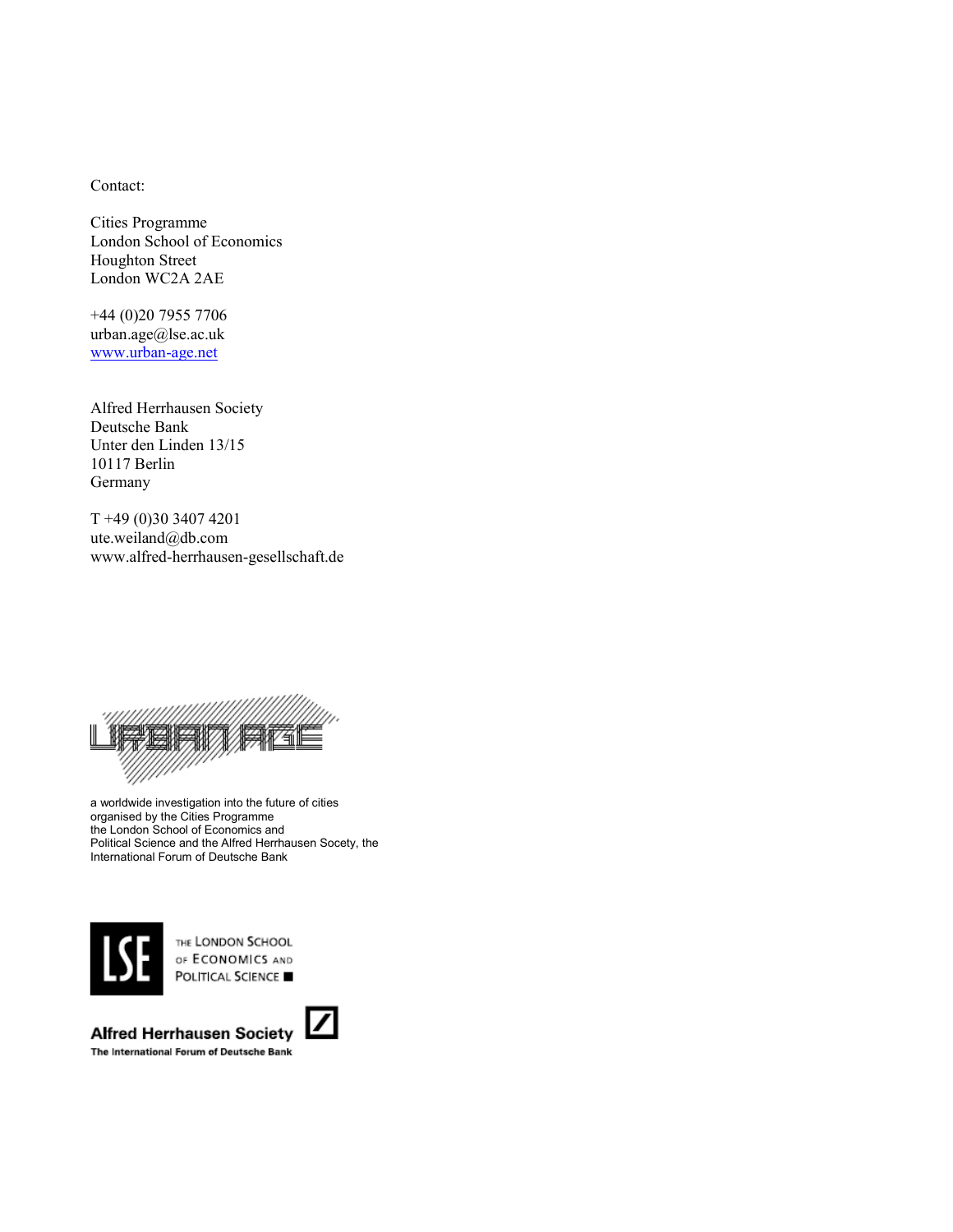Contact:

Cities Programme
London School of Economics
Houghton Street
London WC2A 2AE

+44 (0)20 7955 7706
urban.age@lse.ac.uk
www.urban-age.net

Alfred Herrhausen Society
Deutsche Bank
Unter den Linden 13/15
10117 Berlin
Germany

T +49 (0)30 3407 4201
ute.weiland@db.com
www.alfred-herrhausen-gesellschaft.de

URBAN AGE

a worldwide investigation into the future of cities
organised by the Cities Programme
the London School of Economics and
Political Science and the Alfred Herrhausen Socety, the
International Forum of Deutsche Bank

LSE THE LONDON SCHOOL OF ECONOMICS AND POLITICAL SCIENCE

Alfred Herrhausen Society
The International Forum of Deutsche Bank